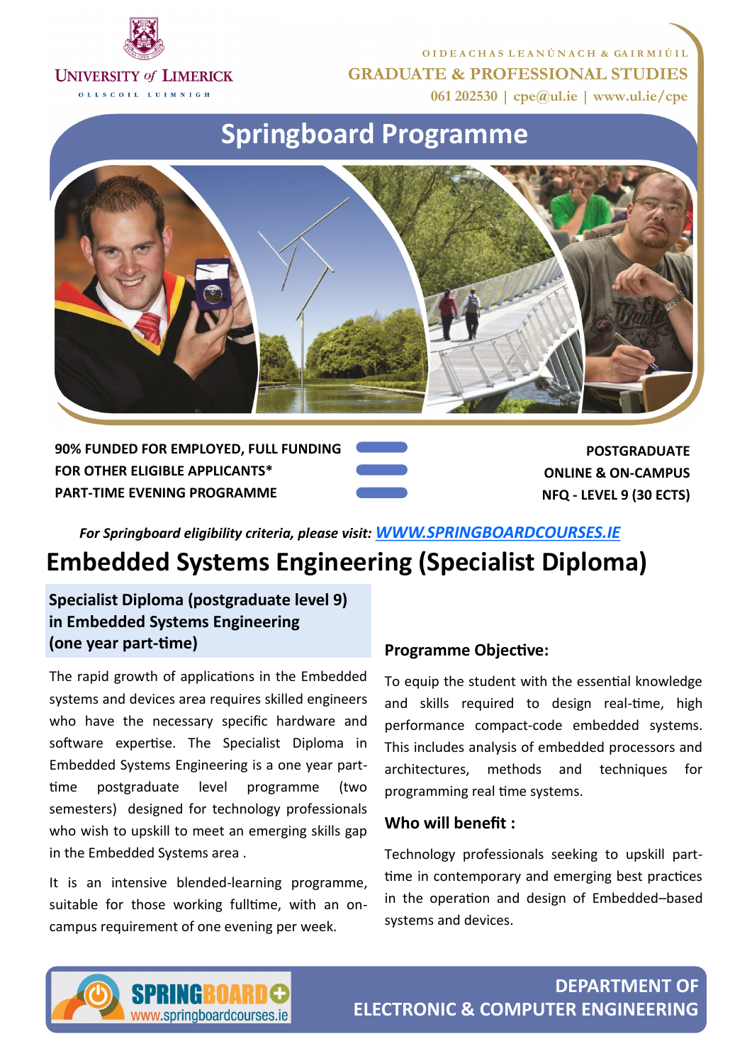University *of* Limerick

OLLSCOIL LUIMNIGH

OIDEACHAS LEANÚNACH & GAIRMIÚIL

GRADUATE & PROFESSIONAL STUDIES

061 202530 | cpe@ul.ie | www.ul.ie/cpe

# Springboard Programme

**90% FUNDED FOR EMPLOYED, FULL FUNDING FOR OTHER ELIGIBLE APPLICANTS***

**PART-TIME EVENING PROGRAMME**

**POSTGRADUATE**

**ONLINE & ON-CAMPUS**

**NFQ - LEVEL 9 (30 ECTS)**

***For Springboard eligibility criteria, please visit: [WWW.SPRINGBOARDCOURSES.IE](http://WWW.SPRINGBOARDCOURSES.IE)***

# Embedded Systems Engineering (Specialist Diploma)

### Specialist Diploma (postgraduate level 9) in Embedded Systems Engineering (one year part-time)

The rapid growth of applications in the Embedded systems and devices area requires skilled engineers who have the necessary specific hardware and software expertise. The Specialist Diploma in Embedded Systems Engineering is a one year part-time postgraduate level programme (two semesters) designed for technology professionals who wish to upskill to meet an emerging skills gap in the Embedded Systems area .

It is an intensive blended-learning programme, suitable for those working fulltime, with an on-campus requirement of one evening per week.

### Programme Objective:

To equip the student with the essential knowledge and skills required to design real-time, high performance compact-code embedded systems. This includes analysis of embedded processors and architectures, methods and techniques for programming real time systems.

### Who will benefit :

Technology professionals seeking to upskill part-time in contemporary and emerging best practices in the operation and design of Embedded–based systems and devices.

SPRINGBOARD www.springboardcourses.ie

**DEPARTMENT OF ELECTRONIC & COMPUTER ENGINEERING**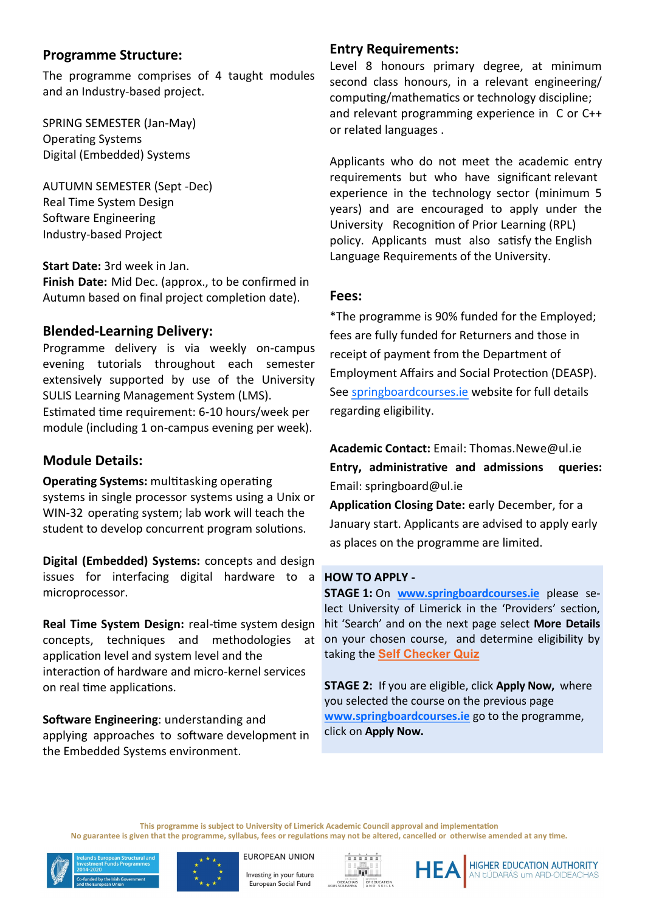## Programme Structure:

The programme comprises of 4 taught modules and an Industry-based project.

SPRING SEMESTER (Jan-May)
Operating Systems
Digital (Embedded) Systems

AUTUMN SEMESTER (Sept -Dec)
Real Time System Design
Software Engineering
Industry-based Project

**Start Date:** 3rd week in Jan.
**Finish Date:** Mid Dec. (approx., to be confirmed in Autumn based on final project completion date).

## Blended-Learning Delivery:

Programme delivery is via weekly on-campus evening tutorials throughout each semester extensively supported by use of the University SULIS Learning Management System (LMS).
Estimated time requirement: 6-10 hours/week per module (including 1 on-campus evening per week).

## Module Details:

**Operating Systems:** multitasking operating systems in single processor systems using a Unix or WIN-32 operating system; lab work will teach the student to develop concurrent program solutions.

**Digital (Embedded) Systems:** concepts and design issues for interfacing digital hardware to a microprocessor.

**Real Time System Design:** real-time system design concepts, techniques and methodologies at application level and system level and the interaction of hardware and micro-kernel services on real time applications.

**Software Engineering**: understanding and applying approaches to software development in the Embedded Systems environment.

## Entry Requirements:

Level 8 honours primary degree, at minimum second class honours, in a relevant engineering/ computing/mathematics or technology discipline; and relevant programming experience in C or C++ or related languages .

Applicants who do not meet the academic entry requirements but who have significant relevant experience in the technology sector (minimum 5 years) and are encouraged to apply under the University Recognition of Prior Learning (RPL) policy. Applicants must also satisfy the English Language Requirements of the University.

## Fees:

*The programme is 90% funded for the Employed; fees are fully funded for Returners and those in receipt of payment from the Department of Employment Affairs and Social Protection (DEASP). See springboardcourses.ie website for full details regarding eligibility.

**Academic Contact:** Email: Thomas.Newe@ul.ie
**Entry, administrative and admissions queries:** Email: springboard@ul.ie
**Application Closing Date:** early December, for a January start. Applicants are advised to apply early as places on the programme are limited.

**HOW TO APPLY -**
**STAGE 1:** On www.springboardcourses.ie please select University of Limerick in the 'Providers' section, hit 'Search' and on the next page select **More Details** on your chosen course, and determine eligibility by taking the **Self Checker Quiz**

**STAGE 2:** If you are eligible, click **Apply Now,** where you selected the course on the previous page www.springboardcourses.ie go to the programme, click on **Apply Now.**

This programme is subject to University of Limerick Academic Council approval and implementation
No guarantee is given that the programme, syllabus, fees or regulations may not be altered, cancelled or otherwise amended at any time.

Ireland's European Structural and Investment Funds Programmes 2014-2020
Co-funded by the Irish Government and the European Union

EUROPEAN UNION
Investing in your future
European Social Fund

HEA HIGHER EDUCATION AUTHORITY
AN tÚDARÁS um ARD-OIDEACHAS